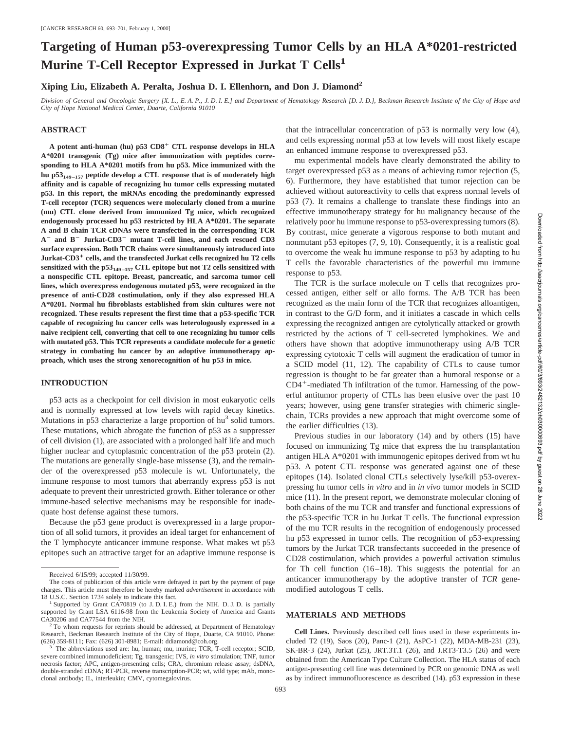# Targeting of Human p53-overexpressing Tumor Cells by an HLA A*0201-restricted Murine T-Cell Receptor Expressed in Jurkat T Cells[1]

**Xiping Liu, Elizabeth A. Peralta, Joshua D. I. Ellenhorn, and Don J. Diamond[2]**

*Division of General and Oncologic Surgery [X. L., E. A. P., J. D. I. E.] and Department of Hematology Research [D. J. D.], Beckman Research Institute of the City of Hope and City of Hope National Medical Center, Duarte, California 91010*

## ABSTRACT

**A potent anti-human (hu) p53 $CD8^+$ CTL response develops in HLA A*0201 transgenic (Tg) mice after immunization with peptides corresponding to HLA A*0201 motifs from hu p53. Mice immunized with the hu $p53_{149-157}$ peptide develop a CTL response that is of moderately high affinity and is capable of recognizing hu tumor cells expressing mutated p53. In this report, the mRNAs encoding the predominantly expressed T-cell receptor (TCR) sequences were molecularly cloned from a murine (mu) CTL clone derived from immunized Tg mice, which recognized endogenously processed hu p53 restricted by HLA A*0201. The separate A and B chain TCR cDNAs were transfected in the corresponding TCR $A^-$ and $B^-$ Jurkat-$CD3^-$ mutant T-cell lines, and each rescued CD3 surface expression. Both TCR chains were simultaneously introduced into Jurkat-$CD3^+$ cells, and the transfected Jurkat cells recognized hu T2 cells sensitized with the $p53_{149-157}$ CTL epitope but not T2 cells sensitized with a nonspecific CTL epitope. Breast, pancreatic, and sarcoma tumor cell lines, which overexpress endogenous mutated p53, were recognized in the presence of anti-CD28 costimulation, only if they also expressed HLA A*0201. Normal hu fibroblasts established from skin cultures were not recognized. These results represent the first time that a p53-specific TCR capable of recognizing hu cancer cells was heterologously expressed in a naive recipient cell, converting that cell to one recognizing hu tumor cells with mutated p53. This TCR represents a candidate molecule for a genetic strategy in combating hu cancer by an adoptive immunotherapy approach, which uses the strong xenorecognition of hu p53 in mice.**

## INTRODUCTION

p53 acts as a checkpoint for cell division in most eukaryotic cells and is normally expressed at low levels with rapid decay kinetics. Mutations in p53 characterize a large proportion of hu[3] solid tumors. These mutations, which abrogate the function of p53 as a suppresser of cell division (1), are associated with a prolonged half life and much higher nuclear and cytoplasmic concentration of the p53 protein (2). The mutations are generally single-base missense (3), and the remainder of the overexpressed p53 molecule is wt. Unfortunately, the immune response to most tumors that aberrantly express p53 is not adequate to prevent their unrestricted growth. Either tolerance or other immune-based selective mechanisms may be responsible for inadequate host defense against these tumors.

Because the p53 gene product is overexpressed in a large proportion of all solid tumors, it provides an ideal target for enhancement of the T lymphocyte anticancer immune response. What makes wt p53 epitopes such an attractive target for an adaptive immune response is that the intracellular concentration of p53 is normally very low (4), and cells expressing normal p53 at low levels will most likely escape an enhanced immune response to overexpressed p53.

mu experimental models have clearly demonstrated the ability to target overexpressed p53 as a means of achieving tumor rejection (5, 6). Furthermore, they have established that tumor rejection can be achieved without autoreactivity to cells that express normal levels of p53 (7). It remains a challenge to translate these findings into an effective immunotherapy strategy for hu malignancy because of the relatively poor hu immune response to p53-overexpressing tumors (8). By contrast, mice generate a vigorous response to both mutant and nonmutant p53 epitopes (7, 9, 10). Consequently, it is a realistic goal to overcome the weak hu immune response to p53 by adapting to hu T cells the favorable characteristics of the powerful mu immune response to p53.

The TCR is the surface molecule on T cells that recognizes processed antigen, either self or allo forms. The A/B TCR has been recognized as the main form of the TCR that recognizes alloantigen, in contrast to the G/D form, and it initiates a cascade in which cells expressing the recognized antigen are cytolytically attacked or growth restricted by the actions of T cell-secreted lymphokines. We and others have shown that adoptive immunotherapy using A/B TCR expressing cytotoxic T cells will augment the eradication of tumor in a SCID model (11, 12). The capability of CTLs to cause tumor regression is thought to be far greater than a humoral response or a $CD4^+$-mediated Th infiltration of the tumor. Harnessing of the powerful antitumor property of CTLs has been elusive over the past 10 years; however, using gene transfer strategies with chimeric single-chain, TCRs provides a new approach that might overcome some of the earlier difficulties (13).

Previous studies in our laboratory (14) and by others (15) have focused on immunizing Tg mice that express the hu transplantation antigen HLA A*0201 with immunogenic epitopes derived from wt hu p53. A potent CTL response was generated against one of these epitopes (14). Isolated clonal CTLs selectively lyse/kill p53-overexpressing hu tumor cells *in vitro* and in *in vivo* tumor models in SCID mice (11). In the present report, we demonstrate molecular cloning of both chains of the mu TCR and transfer and functional expressions of the p53-specific TCR in hu Jurkat T cells. The functional expression of the mu TCR results in the recognition of endogenously processed hu p53 expressed in tumor cells. The recognition of p53-expressing tumors by the Jurkat TCR transfectants succeeded in the presence of CD28 costimulation, which provides a powerful activation stimulus for Th cell function (16–18). This suggests the potential for an anticancer immunotherapy by the adoptive transfer of *TCR* gene-modified autologous T cells.

## MATERIALS AND METHODS

**Cell Lines.** Previously described cell lines used in these experiments included T2 (19), Saos (20), Panc-1 (21), AsPC-1 (22), MDA-MB-231 (23), SK-BR-3 (24), Jurkat (25), JRT.3T.1 (26), and J.RT3-T3.5 (26) and were obtained from the American Type Culture Collection. The HLA status of each antigen-presenting cell line was determined by PCR on genomic DNA as well as by indirect immunofluorescence as described (14). p53 expression in these

---

Received 6/15/99; accepted 11/30/99.

The costs of publication of this article were defrayed in part by the payment of page charges. This article must therefore be hereby marked *advertisement* in accordance with 18 U.S.C. Section 1734 solely to indicate this fact.

[1] Supported by Grant CA70819 (to J. D. I. E.) from the NIH. D. J. D. is partially supported by Grant LSA 6116-98 from the Leukemia Society of America and Grants CA30206 and CA77544 from the NIH.

[2] To whom requests for reprints should be addressed, at Department of Hematology Research, Beckman Research Institute of the City of Hope, Duarte, CA 91010. Phone: (626) 359-8111; Fax: (626) 301-8981; E-mail: ddiamond@coh.org.

[3] The abbreviations used are: hu, human; mu, murine; TCR, T-cell receptor; SCID, severe combined immunodeficient; Tg, transgenic; IVS, *in vitro* stimulation; TNF, tumor necrosis factor; APC, antigen-presenting cells; CRA, chromium release assay; dsDNA, double-stranded cDNA; RT-PCR, reverse transcription-PCR; wt, wild type; mAb, monoclonal antibody; IL, interleukin; CMV, cytomegalovirus.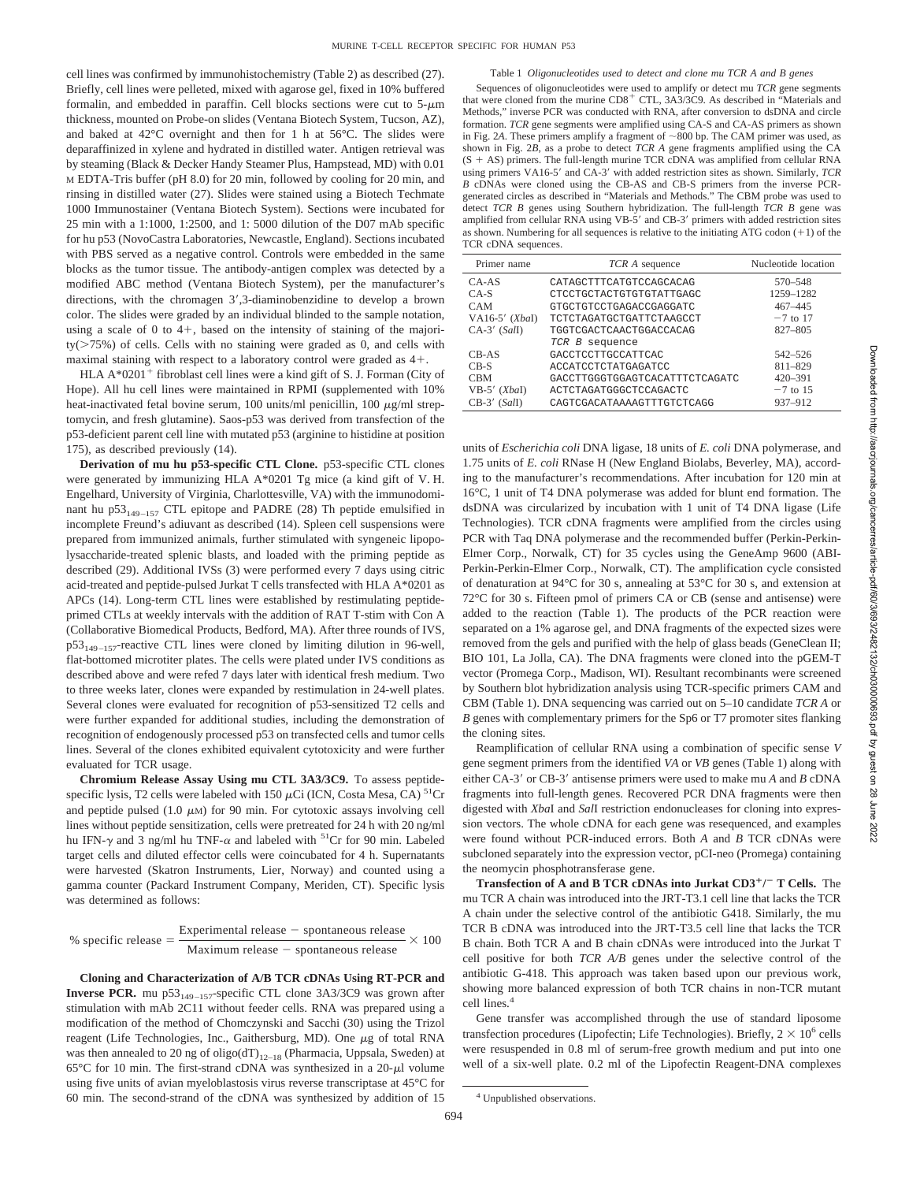cell lines was confirmed by immunohistochemistry (Table 2) as described (27). Briefly, cell lines were pelleted, mixed with agarose gel, fixed in 10% buffered formalin, and embedded in paraffin. Cell blocks sections were cut to 5-μm thickness, mounted on Probe-on slides (Ventana Biotech System, Tucson, AZ), and baked at 42°C overnight and then for 1 h at 56°C. The slides were deparaffinized in xylene and hydrated in distilled water. Antigen retrieval was by steaming (Black & Decker Handy Steamer Plus, Hampstead, MD) with 0.01 M EDTA-Tris buffer (pH 8.0) for 20 min, followed by cooling for 20 min, and rinsing in distilled water (27). Slides were stained using a Biotech Techmate 1000 Immunostainer (Ventana Biotech System). Sections were incubated for 25 min with a 1:1000, 1:2500, and 1: 5000 dilution of the D07 mAb specific for hu p53 (NovoCastra Laboratories, Newcastle, England). Sections incubated with PBS served as a negative control. Controls were embedded in the same blocks as the tumor tissue. The antibody-antigen complex was detected by a modified ABC method (Ventana Biotech System), per the manufacturer's directions, with the chromagen 3′,3-diaminobenzidine to develop a brown color. The slides were graded by an individual blinded to the sample notation, using a scale of 0 to 4+, based on the intensity of staining of the majority(>75%) of cells. Cells with no staining were graded as 0, and cells with maximal staining with respect to a laboratory control were graded as 4+.

HLA A*0201[+] fibroblast cell lines were a kind gift of S. J. Forman (City of Hope). All hu cell lines were maintained in RPMI (supplemented with 10% heat-inactivated fetal bovine serum, 100 units/ml penicillin, 100 μg/ml streptomycin, and fresh glutamine). Saos-p53 was derived from transfection of the p53-deficient parent cell line with mutated p53 (arginine to histidine at position 175), as described previously (14).

**Derivation of mu hu p53-specific CTL Clone.** p53-specific CTL clones were generated by immunizing HLA A*0201 Tg mice (a kind gift of V. H. Engelhard, University of Virginia, Charlottesville, VA) with the immunodominant hu $p53_{149-157}$ CTL epitope and PADRE (28) Th peptide emulsified in incomplete Freund's adiuvant as described (14). Spleen cell suspensions were prepared from immunized animals, further stimulated with syngeneic lipopolysaccharide-treated splenic blasts, and loaded with the priming peptide as described (29). Additional IVSs (3) were performed every 7 days using citric acid-treated and peptide-pulsed Jurkat T cells transfected with HLA A*0201 as APCs (14). Long-term CTL lines were established by restimulating peptide-primed CTLs at weekly intervals with the addition of RAT T-stim with Con A (Collaborative Biomedical Products, Bedford, MA). After three rounds of IVS, $p53_{149-157}$-reactive CTL lines were cloned by limiting dilution in 96-well, flat-bottomed microtiter plates. The cells were plated under IVS conditions as described above and were refed 7 days later with identical fresh medium. Two to three weeks later, clones were expanded by restimulation in 24-well plates. Several clones were evaluated for recognition of p53-sensitized T2 cells and were further expanded for additional studies, including the demonstration of recognition of endogenously processed p53 on transfected cells and tumor cells lines. Several of the clones exhibited equivalent cytotoxicity and were further evaluated for TCR usage.

**Chromium Release Assay Using mu CTL 3A3/3C9.** To assess peptide-specific lysis, T2 cells were labeled with 150 μCi (ICN, Costa Mesa, CA) $^{51}$Cr and peptide pulsed (1.0 μM) for 90 min. For cytotoxic assays involving cell lines without peptide sensitization, cells were pretreated for 24 h with 20 ng/ml hu IFN-γ and 3 ng/ml hu TNF-α and labeled with $^{51}$Cr for 90 min. Labeled target cells and diluted effector cells were coincubated for 4 h. Supernatants were harvested (Skatron Instruments, Lier, Norway) and counted using a gamma counter (Packard Instrument Company, Meriden, CT). Specific lysis was determined as follows:

$$\%\text{ specific release} = \frac{\text{Experimental release} - \text{spontaneous release}}{\text{Maximum release} - \text{spontaneous release}} \times 100$$

**Cloning and Characterization of A/B TCR cDNAs Using RT-PCR and Inverse PCR.** mu $p53_{149-157}$-specific CTL clone 3A3/3C9 was grown after stimulation with mAb 2C11 without feeder cells. RNA was prepared using a modification of the method of Chomczynski and Sacchi (30) using the Trizol reagent (Life Technologies, Inc., Gaithersburg, MD). One μg of total RNA was then annealed to 20 ng of oligo$(dT)_{12-18}$ (Pharmacia, Uppsala, Sweden) at 65°C for 10 min. The first-strand cDNA was synthesized in a 20-μl volume using five units of avian myeloblastosis virus reverse transcriptase at 45°C for 60 min. The second-strand of the cDNA was synthesized by addition of 15 units of *Escherichia coli* DNA ligase, 18 units of *E. coli* DNA polymerase, and 1.75 units of *E. coli* RNase H (New England Biolabs, Beverley, MA), according to the manufacturer's recommendations. After incubation for 120 min at 16°C, 1 unit of T4 DNA polymerase was added for blunt end formation. The dsDNA was circularized by incubation with 1 unit of T4 DNA ligase (Life Technologies). TCR cDNA fragments were amplified from the circles using PCR with Taq DNA polymerase and the recommended buffer (Perkin-Perkin-Elmer Corp., Norwalk, CT) for 35 cycles using the GeneAmp 9600 (ABI-Perkin-Perkin-Elmer Corp., Norwalk, CT). The amplification cycle consisted of denaturation at 94°C for 30 s, annealing at 53°C for 30 s, and extension at 72°C for 30 s. Fifteen pmol of primers CA or CB (sense and antisense) were added to the reaction (Table 1). The products of the PCR reaction were separated on a 1% agarose gel, and DNA fragments of the expected sizes were removed from the gels and purified with the help of glass beads (GeneClean II; BIO 101, La Jolla, CA). The DNA fragments were cloned into the pGEM-T vector (Promega Corp., Madison, WI). Resultant recombinants were screened by Southern blot hybridization analysis using TCR-specific primers CAM and CBM (Table 1). DNA sequencing was carried out on 5–10 candidate *TCR A* or *B* genes with complementary primers for the Sp6 or T7 promoter sites flanking the cloning sites.

Reamplification of cellular RNA using a combination of specific sense *V* gene segment primers from the identified *VA* or *VB* genes (Table 1) along with either CA-3′ or CB-3′ antisense primers were used to make mu *A* and *B* cDNA fragments into full-length genes. Recovered PCR DNA fragments were then digested with *Xba*I and *Sal*I restriction endonucleases for cloning into expression vectors. The whole cDNA for each gene was resequenced, and examples were found without PCR-induced errors. Both *A* and *B* TCR cDNAs were subcloned separately into the expression vector, pCI-neo (Promega) containing the neomycin phosphotransferase gene.

**Transfection of A and B TCR cDNAs into Jurkat CD3[+]/[−] T Cells.** The mu TCR A chain was introduced into the JRT-T3.1 cell line that lacks the TCR A chain under the selective control of the antibiotic G418. Similarly, the mu TCR B cDNA was introduced into the JRT-T3.5 cell line that lacks the TCR B chain. Both TCR A and B chain cDNAs were introduced into the Jurkat T cell positive for both *TCR A/B* genes under the selective control of the antibiotic G-418. This approach was taken based upon our previous work, showing more balanced expression of both TCR chains in non-TCR mutant cell lines.[4]

Gene transfer was accomplished through the use of standard liposome transfection procedures (Lipofectin; Life Technologies). Briefly, $2 \times 10^6$ cells were resuspended in 0.8 ml of serum-free growth medium and put into one well of a six-well plate. 0.2 ml of the Lipofectin Reagent-DNA complexes

Table 1 *Oligonucleotides used to detect and clone mu TCR A and B genes*

Sequences of oligonucleotides were used to amplify or detect mu *TCR* gene segments that were cloned from the murine CD8[+] CTL, 3A3/3C9. As described in "Materials and Methods," inverse PCR was conducted with RNA, after conversion to dsDNA and circle formation. *TCR* gene segments were amplified using CA-S and CA-AS primers as shown in Fig. 2*A*. These primers amplify a fragment of ~800 bp. The CAM primer was used, as shown in Fig. 2*B*, as a probe to detect *TCR A* gene fragments amplified using the CA (S + AS) primers. The full-length murine TCR cDNA was amplified from cellular RNA using primers VA16-5′ and CA-3′ with added restriction sites as shown. Similarly, *TCR B* cDNAs were cloned using the CB-AS and CB-S primers from the inverse PCR-generated circles as described in "Materials and Methods." The CBM probe was used to detect *TCR B* genes using Southern hybridization. The full-length *TCR B* gene was amplified from cellular RNA using VB-5′ and CB-3′ primers with added restriction sites as shown. Numbering for all sequences is relative to the initiating ATG codon (+1) of the TCR cDNA sequences.

| Primer name | *TCR A* sequence | Nucleotide location |
|---|---|---|
| CA-AS | CATAGCTTTCATGTCCAGCACAG | 570–548 |
| CA-S | CTCCTGCTACTGTGTGTATTGAGC | 1259–1282 |
| CAM | GTGCTGTCCTGAGACCGAGGATC | 467–445 |
| VA16-5′ (*Xba*I) | TCTCTAGATGCTGATTCTAAGCCT | −7 to 17 |
| CA-3′ (*Sal*I) | TGGTCGACTCAACTGGACCACAG | 827–805 |
| | *TCR B* sequence | |
| CB-AS | GACCTCCTTGCCATTCAC | 542–526 |
| CB-S | ACCATCCTCTATGAGATCC | 811–829 |
| CBM | GACCTTGGGTGGAGTCACATTTCTCAGATC | 420–391 |
| VB-5′ (*Xba*I) | ACTCTAGATGGGCTCCAGACTC | −7 to 15 |
| CB-3′ (*Sal*I) | CAGTCGACATAAAAGTTTGTCTCAGG | 937–912 |

[4] Unpublished observations.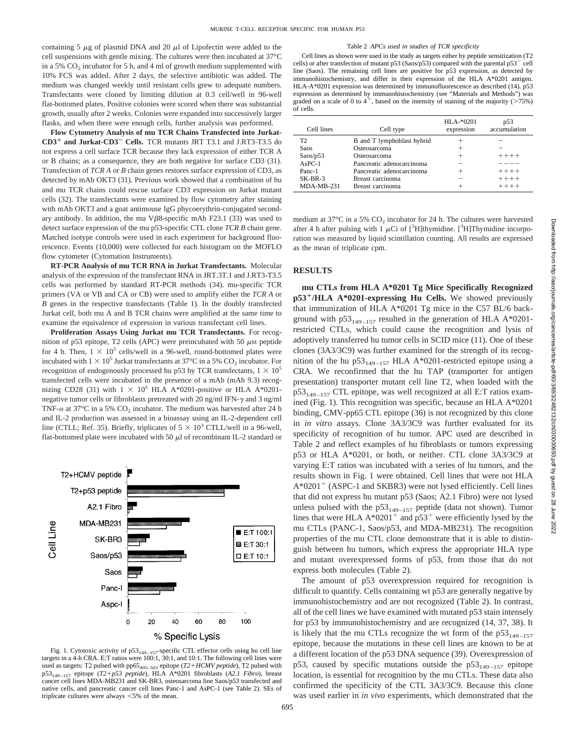containing 5 μg of plasmid DNA and 20 μl of Lipofectin were added to the cell suspensions with gentle mixing. The cultures were then incubated at 37°C in a 5% $CO_2$ incubator for 5 h, and 4 ml of growth medium supplemented with 10% FCS was added. After 2 days, the selective antibiotic was added. The medium was changed weekly until resistant cells grew to adequate numbers. Transfectants were cloned by limiting dilution at 0.3 cell/well in 96-well flat-bottomed plates. Positive colonies were scored when there was substantial growth, usually after 2 weeks. Colonies were expanded into successively larger flasks, and when there were enough cells, further analysis was performed.

**Flow Cytometry Analysis of mu TCR Chains Transfected into Jurkat-CD3$^+$ and Jurkat-CD3$^-$ Cells.** TCR mutants JRT T3.1 and J.RT3-T3.5 do not express a cell surface TCR because they lack expression of either TCR A or B chains; as a consequence, they are both negative for surface CD3 (31). Transfection of *TCR A* or *B* chain genes restores surface expression of CD3, as detected by mAb OKT3 (31). Previous work showed that a combination of hu and mu TCR chains could rescue surface CD3 expression on Jurkat mutant cells (32). The transfectants were examined by flow cytometry after staining with mAb OKT3 and a goat antimouse IgG phycoerythrin-conjugated secondary antibody. In addition, the mu Vβ8-specific mAb F23.1 (33) was used to detect surface expression of the mu p53-specific CTL clone *TCR B* chain gene. Matched isotype controls were used in each experiment for background fluorescence. Events (10,000) were collected for each histogram on the MOFLO flow cytometer (Cytomation Instruments).

**RT-PCR Analysis of mu TCR RNA in Jurkat Transfectants.** Molecular analysis of the expression of the transfectant RNA in JRT.3T.1 and J.RT3-T3.5 cells was performed by standard RT-PCR methods (34). mu-specific TCR primers (VA or VB and CA or CB) were used to amplify either the *TCR A* or *B* genes in the respective transfectants (Table 1). In the doubly transfected Jurkat cell, both mu A and B TCR chains were amplified at the same time to examine the equivalence of expression in various transfectant cell lines.

**Proliferation Assays Using Jurkat mu TCR Transfectants.** For recognition of p53 epitope, T2 cells (APC) were preincubated with 50 μM peptide for 4 h. Then, $1 \times 10^5$ cells/well in a 96-well, round-bottomed plates were incubated with $1 \times 10^5$ Jurkat transfectants at 37°C in a 5% $CO_2$ incubator. For recognition of endogenously processed hu p53 by TCR transfectants, $1 \times 10^5$ transfected cells were incubated in the presence of a mAb (mAb 9.3) recognizing CD28 (31) with $1 \times 10^5$ HLA A*0201-positive or HLA A*0201-negative tumor cells or fibroblasts pretreated with 20 ng/ml IFN-γ and 3 ng/ml TNF-α at 37°C in a 5% $CO_2$ incubator. The medium was harvested after 24 h and IL-2 production was assessed in a bioassay using an IL-2-dependent cell line (CTLL; Ref. 35). Briefly, triplicates of $5 \times 10^3$ CTLL/well in a 96-well, flat-bottomed plate were incubated with 50 μl of recombinant IL-2 standard or medium at 37°C in a 5% $CO_2$ incubator for 24 h. The cultures were harvested after 4 h after pulsing with 1 μCi of [$^3$H]thymidine. [$^3$H]Thymidine incorporation was measured by liquid scintillation counting. All results are expressed as the mean of triplicate cpm.

Fig. 1. Cytotoxic activity of $p53_{149-157}$-specific CTL effector cells using hu cell line targets in a 4-h CRA. E:T ratios were 100:1, 30:1, and 10:1. The following cell lines were used as targets: T2 pulsed with $pp65_{495-503}$ epitope (*T2+HCMV peptide*), T2 pulsed with $p53_{149-157}$ epitope (*T2+p53 peptide*), HLA A*0201 fibroblasts (*A2.1 Fibro*), breast cancer cell lines MDA-MB231 and SK-BR3, osteosarcoma line Saos/p53 transfected and native cells, and pancreatic cancer cell lines Panc-1 and AsPC-1 (see Table 2). SEs of triplicate cultures were always <5% of the mean.

Table 2 *APCs used in studies of TCR specificity*

Cell lines as shown were used in the study as targets either by peptide sensitization (T2 cells) or after transfection of mutant p53 (Saos/p53) compared with the parental p53$^-$ cell line (Saos). The remaining cell lines are positive for p53 expression, as detected by immunohistochemistry, and differ in their expression of the HLA A*0201 antigen. HLA-A*0201 expression was determined by immunofluorescence as described (14). p53 expression as determined by immunohistochemistry (see "Materials and Methods") was graded on a scale of 0 to 4$^+$, based on the intensity of staining of the majority (>75%) of cells.

| Cell lines | Cell type | HLA-*0201 expression | p53 accumulation |
|---|---|---|---|
| T2 | B and T lymphoblast hybrid | + | − |
| Saos | Osteosarcoma | + | − |
| Saos/p53 | Osteosarcoma | + | ++++ |
| AsPC-1 | Pancreatic adenocarcinoma | − | −−−− |
| Panc-1 | Pancreatic adenocarcinoma | + | ++++ |
| SK-BR-3 | Breast carcinoma | − | ++++ |
| MDA-MB-231 | Breast carcinoma | + | ++++ |

## RESULTS

**mu CTLs from HLA A*0201 Tg Mice Specifically Recognized p53$^+$/HLA A*0201-expressing Hu Cells.** We showed previously that immunization of HLA A*0201 Tg mice in the C57 BL/6 background with $p53_{149-157}$ resulted in the generation of HLA A*0201-restricted CTLs, which could cause the recognition and lysis of adoptively transferred hu tumor cells in SCID mice (11). One of these clones (3A3/3C9) was further examined for the strength of its recognition of the hu $p53_{149-157}$ HLA A*0201-restricted epitope using a CRA. We reconfirmed that the hu TAP (transporter for antigen presentation) transporter mutant cell line T2, when loaded with the $p53_{149-157}$ CTL epitope, was well recognized at all E:T ratios examined (Fig. 1). This recognition was specific, because an HLA A*0201 binding, CMV-pp65 CTL epitope (36) is not recognized by this clone in *in vitro* assays. Clone 3A3/3C9 was further evaluated for its specificity of recognition of hu tumor. APC used are described in Table 2 and reflect examples of hu fibroblasts or tumors expressing p53 or HLA A*0201, or both, or neither. CTL clone 3A3/3C9 at varying E:T ratios was incubated with a series of hu tumors, and the results shown in Fig. 1 were obtained. Cell lines that were not HLA A*0201$^+$ (ASPC-1 and SKBR3) were not lysed efficiently. Cell lines that did not express hu mutant p53 (Saos; A2.1 Fibro) were not lysed unless pulsed with the $p53_{149-157}$ peptide (data not shown). Tumor lines that were HLA A*0201$^+$ and p53$^+$ were efficiently lysed by the mu CTLs (PANC-1, Saos/p53, and MDA-MB231). The recognition properties of the mu CTL clone demonstrate that it is able to distinguish between hu tumors, which express the appropriate HLA type and mutant overexpressed forms of p53, from those that do not express both molecules (Table 2).

The amount of p53 overexpression required for recognition is difficult to quantify. Cells containing wt p53 are generally negative by immunohistochemistry and are not recognized (Table 2). In contrast, all of the cell lines we have examined with mutated p53 stain intensely for p53 by immunohistochemistry and are recognized (14, 37, 38). It is likely that the mu CTLs recognize the wt form of the $p53_{149-157}$ epitope, because the mutations in these cell lines are known to be at a different location of the p53 DNA sequence (39). Overexpression of p53, caused by specific mutations outside the $p53_{149-157}$ epitope location, is essential for recognition by the mu CTLs. These data also confirmed the specificity of the CTL 3A3/3C9. Because this clone was used earlier in *in vivo* experiments, which demonstrated that the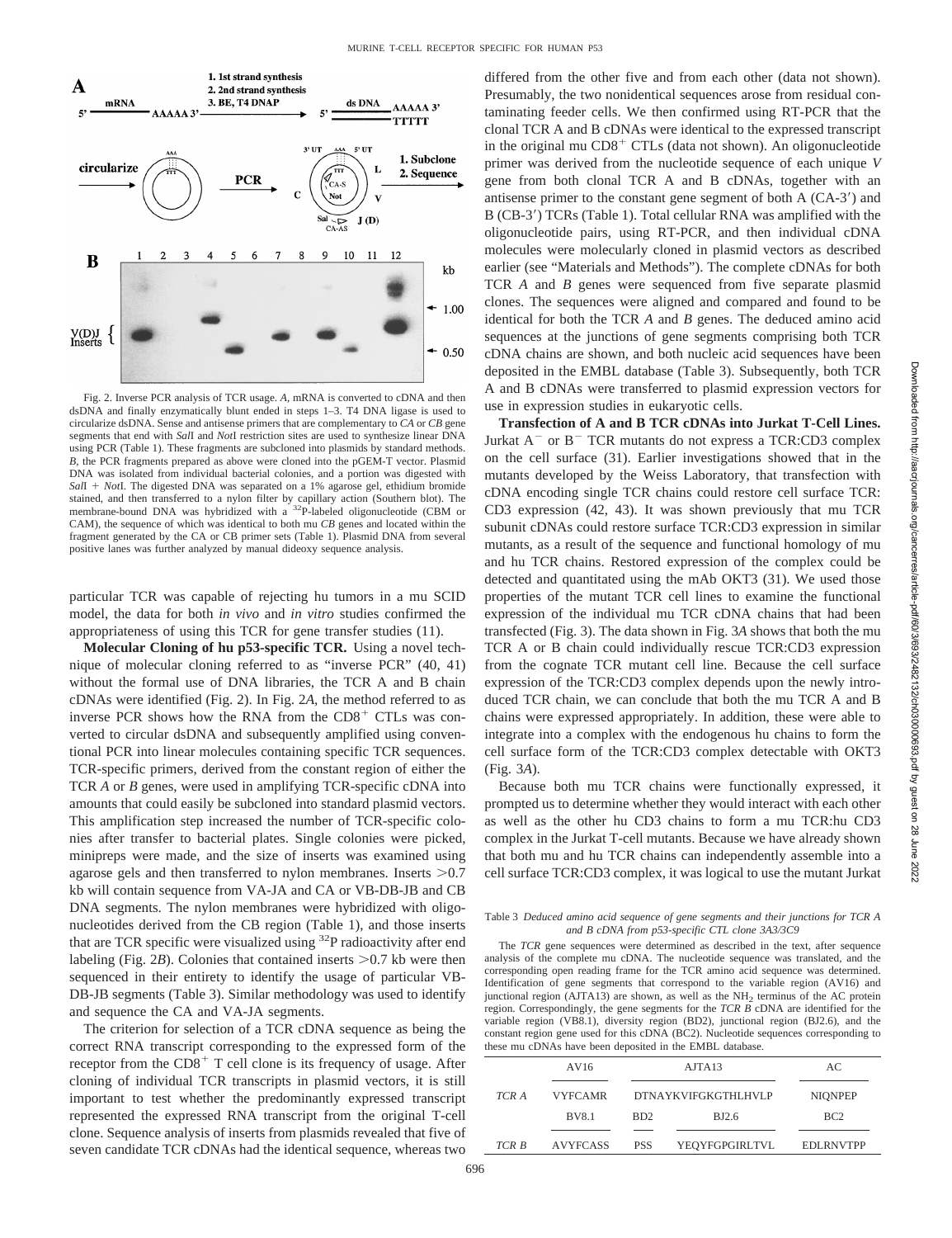Fig. 2. Inverse PCR analysis of TCR usage. *A*, mRNA is converted to cDNA and then dsDNA and finally enzymatically blunt ended in steps 1–3. T4 DNA ligase is used to circularize dsDNA. Sense and antisense primers that are complementary to *CA* or *CB* gene segments that end with *Sal*I and *Not*I restriction sites are used to synthesize linear DNA using PCR (Table 1). These fragments are subcloned into plasmids by standard methods. *B*, the PCR fragments prepared as above were cloned into the pGEM-T vector. Plasmid DNA was isolated from individual bacterial colonies, and a portion was digested with *Sal*I + *Not*I. The digested DNA was separated on a 1% agarose gel, ethidium bromide stained, and then transferred to a nylon filter by capillary action (Southern blot). The membrane-bound DNA was hybridized with a $^{32}$P-labeled oligonucleotide (CBM or CAM), the sequence of which was identical to both mu *CB* genes and located within the fragment generated by the CA or CB primer sets (Table 1). Plasmid DNA from several positive lanes was further analyzed by manual dideoxy sequence analysis.

particular TCR was capable of rejecting hu tumors in a mu SCID model, the data for both *in vivo* and *in vitro* studies confirmed the appropriateness of using this TCR for gene transfer studies (11).

**Molecular Cloning of hu p53-specific TCR.** Using a novel technique of molecular cloning referred to as "inverse PCR" (40, 41) without the formal use of DNA libraries, the TCR A and B chain cDNAs were identified (Fig. 2). In Fig. 2*A*, the method referred to as inverse PCR shows how the RNA from the CD8$^+$ CTLs was converted to circular dsDNA and subsequently amplified using conventional PCR into linear molecules containing specific TCR sequences. TCR-specific primers, derived from the constant region of either the TCR *A* or *B* genes, were used in amplifying TCR-specific cDNA into amounts that could easily be subcloned into standard plasmid vectors. This amplification step increased the number of TCR-specific colonies after transfer to bacterial plates. Single colonies were picked, minipreps were made, and the size of inserts was examined using agarose gels and then transferred to nylon membranes. Inserts >0.7 kb will contain sequence from VA-JA and CA or VB-DB-JB and CB DNA segments. The nylon membranes were hybridized with oligonucleotides derived from the CB region (Table 1), and those inserts that are TCR specific were visualized using $^{32}$P radioactivity after end labeling (Fig. 2*B*). Colonies that contained inserts >0.7 kb were then sequenced in their entirety to identify the usage of particular VB-DB-JB segments (Table 3). Similar methodology was used to identify and sequence the CA and VA-JA segments.

The criterion for selection of a TCR cDNA sequence as being the correct RNA transcript corresponding to the expressed form of the receptor from the CD8$^+$ T cell clone is its frequency of usage. After cloning of individual TCR transcripts in plasmid vectors, it is still important to test whether the predominantly expressed transcript represented the expressed RNA transcript from the original T-cell clone. Sequence analysis of inserts from plasmids revealed that five of seven candidate TCR cDNAs had the identical sequence, whereas two differed from the other five and from each other (data not shown). Presumably, the two nonidentical sequences arose from residual contaminating feeder cells. We then confirmed using RT-PCR that the clonal TCR A and B cDNAs were identical to the expressed transcript in the original mu CD8$^+$ CTLs (data not shown). An oligonucleotide primer was derived from the nucleotide sequence of each unique *V* gene from both clonal TCR A and B cDNAs, together with an antisense primer to the constant gene segment of both A (CA-3′) and B (CB-3′) TCRs (Table 1). Total cellular RNA was amplified with the oligonucleotide pairs, using RT-PCR, and then individual cDNA molecules were molecularly cloned in plasmid vectors as described earlier (see "Materials and Methods"). The complete cDNAs for both TCR *A* and *B* genes were sequenced from five separate plasmid clones. The sequences were aligned and compared and found to be identical for both the TCR *A* and *B* genes. The deduced amino acid sequences at the junctions of gene segments comprising both TCR cDNA chains are shown, and both nucleic acid sequences have been deposited in the EMBL database (Table 3). Subsequently, both TCR A and B cDNAs were transferred to plasmid expression vectors for use in expression studies in eukaryotic cells.

**Transfection of A and B TCR cDNAs into Jurkat T-Cell Lines.** Jurkat A$^-$ or B$^-$ TCR mutants do not express a TCR:CD3 complex on the cell surface (31). Earlier investigations showed that in the mutants developed by the Weiss Laboratory, that transfection with cDNA encoding single TCR chains could restore cell surface TCR: CD3 expression (42, 43). It was shown previously that mu TCR subunit cDNAs could restore surface TCR:CD3 expression in similar mutants, as a result of the sequence and functional homology of mu and hu TCR chains. Restored expression of the complex could be detected and quantitated using the mAb OKT3 (31). We used those properties of the mutant TCR cell lines to examine the functional expression of the individual mu TCR cDNA chains that had been transfected (Fig. 3). The data shown in Fig. 3*A* shows that both the mu TCR A or B chain could individually rescue TCR:CD3 expression from the cognate TCR mutant cell line. Because the cell surface expression of the TCR:CD3 complex depends upon the newly introduced TCR chain, we can conclude that both the mu TCR A and B chains were expressed appropriately. In addition, these were able to integrate into a complex with the endogenous hu chains to form the cell surface form of the TCR:CD3 complex detectable with OKT3 (Fig. 3*A*).

Because both mu TCR chains were functionally expressed, it prompted us to determine whether they would interact with each other as well as the other hu CD3 chains to form a mu TCR:hu CD3 complex in the Jurkat T-cell mutants. Because we have already shown that both mu and hu TCR chains can independently assemble into a cell surface TCR:CD3 complex, it was logical to use the mutant Jurkat

Table 3 *Deduced amino acid sequence of gene segments and their junctions for TCR A and B cDNA from p53-specific CTL clone 3A3/3C9*

The *TCR* gene sequences were determined as described in the text, after sequence analysis of the complete mu cDNA. The nucleotide sequence was translated, and the corresponding open reading frame for the TCR amino acid sequence was determined. Identification of gene segments that correspond to the variable region (AV16) and junctional region (AJTA13) are shown, as well as the $NH_2$ terminus of the AC protein region. Correspondingly, the gene segments for the *TCR B* cDNA are identified for the variable region (VB8.1), diversity region (BD2), junctional region (BJ2.6), and the constant region gene used for this cDNA (BC2). Nucleotide sequences corresponding to these mu cDNAs have been deposited in the EMBL database.

| | AV16 | AJTA13 | | AC |
|---|---|---|---|---|
| *TCR A* | VYFCAMR | DTNAYKVIFGKGTHLHVLP | | NIQNPEP |
| | BV8.1 | BD2 | BJ2.6 | BC2 |
| *TCR B* | AVYFCASS | PSS | YEQYFGPGIRLTVL | EDLRNVTPP |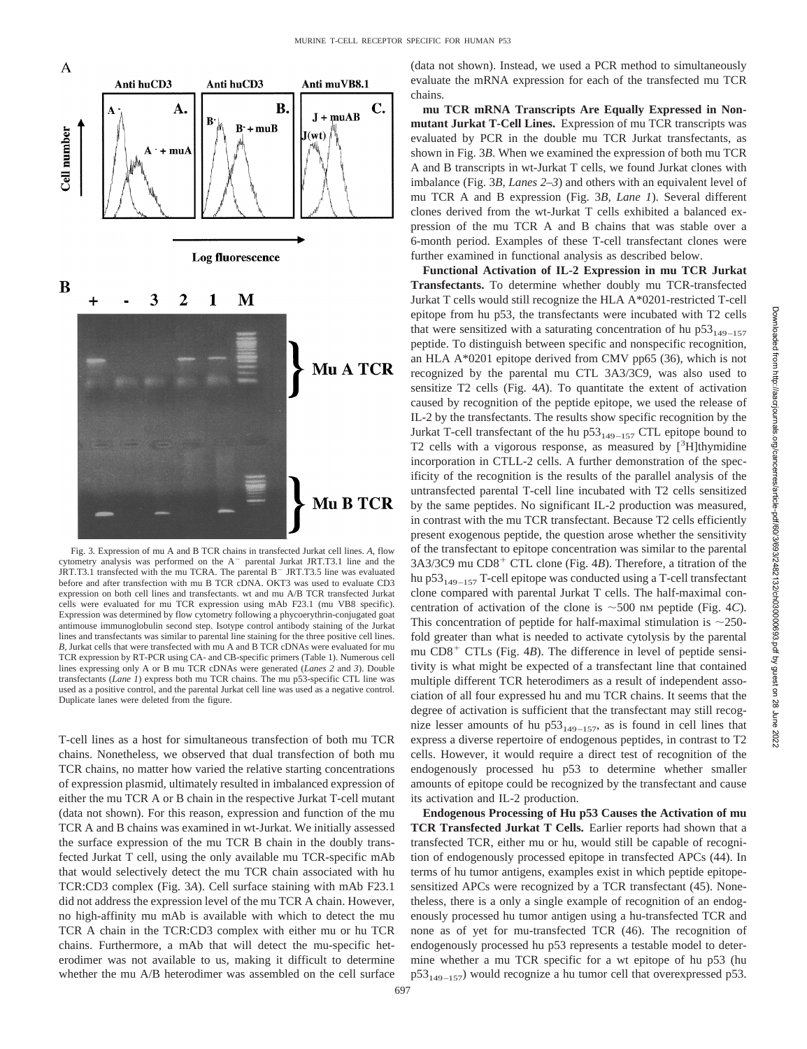Fig. 3. Expression of mu A and B TCR chains in transfected Jurkat cell lines. *A*, flow cytometry analysis was performed on the A⁻ parental Jurkat JRT.T3.1 line and the JRT.T3.1 transfected with the mu TCRA. The parental B⁻ JRT.T3.5 line was evaluated before and after transfection with mu B TCR cDNA. OKT3 was used to evaluate CD3 expression on both cell lines and transfectants. wt and mu A/B TCR transfected Jurkat cells were evaluated for mu TCR expression using mAb F23.1 (mu VB8 specific). Expression was determined by flow cytometry following a phycoerythrin-conjugated goat antimouse immunoglobulin second step. Isotype control antibody staining of the Jurkat lines and transfectants was similar to parental line staining for the three positive cell lines. *B*, Jurkat cells that were transfected with mu A and B TCR cDNAs were evaluated for mu TCR expression by RT-PCR using CA- and CB-specific primers (Table 1). Numerous cell lines expressing only A or B mu TCR cDNAs were generated (*Lanes 2* and *3*). Double transfectants (*Lane 1*) express both mu TCR chains. The mu p53-specific CTL line was used as a positive control, and the parental Jurkat cell line was used as a negative control. Duplicate lanes were deleted from the figure.

T-cell lines as a host for simultaneous transfection of both mu TCR chains. Nonetheless, we observed that dual transfection of both mu TCR chains, no matter how varied the relative starting concentrations of expression plasmid, ultimately resulted in imbalanced expression of either the mu TCR A or B chain in the respective Jurkat T-cell mutant (data not shown). For this reason, expression and function of the mu TCR A and B chains was examined in wt-Jurkat. We initially assessed the surface expression of the mu TCR B chain in the doubly transfected Jurkat T cell, using the only available mu TCR-specific mAb that would selectively detect the mu TCR chain associated with hu TCR:CD3 complex (Fig. 3*A*). Cell surface staining with mAb F23.1 did not address the expression level of the mu TCR A chain. However, no high-affinity mu mAb is available with which to detect the mu TCR A chain in the TCR:CD3 complex with either mu or hu TCR chains. Furthermore, a mAb that will detect the mu-specific heterodimer was not available to us, making it difficult to determine whether the mu A/B heterodimer was assembled on the cell surface (data not shown). Instead, we used a PCR method to simultaneously evaluate the mRNA expression for each of the transfected mu TCR chains.

**mu TCR mRNA Transcripts Are Equally Expressed in Nonmutant Jurkat T-Cell Lines.** Expression of mu TCR transcripts was evaluated by PCR in the double mu TCR Jurkat transfectants, as shown in Fig. 3*B*. When we examined the expression of both mu TCR A and B transcripts in wt-Jurkat T cells, we found Jurkat clones with imbalance (Fig. 3*B*, *Lanes 2–3*) and others with an equivalent level of mu TCR A and B expression (Fig. 3*B*, *Lane 1*). Several different clones derived from the wt-Jurkat T cells exhibited a balanced expression of the mu TCR A and B chains that was stable over a 6-month period. Examples of these T-cell transfectant clones were further examined in functional analysis as described below.

**Functional Activation of IL-2 Expression in mu TCR Jurkat Transfectants.** To determine whether doubly mu TCR-transfected Jurkat T cells would still recognize the HLA A*0201-restricted T-cell epitope from hu p53, the transfectants were incubated with T2 cells that were sensitized with a saturating concentration of hu $p53_{149-157}$ peptide. To distinguish between specific and nonspecific recognition, an HLA A*0201 epitope derived from CMV pp65 (36), which is not recognized by the parental mu CTL 3A3/3C9, was also used to sensitize T2 cells (Fig. 4*A*). To quantitate the extent of activation caused by recognition of the peptide epitope, we used the release of IL-2 by the transfectants. The results show specific recognition by the Jurkat T-cell transfectant of the hu $p53_{149-157}$ CTL epitope bound to T2 cells with a vigorous response, as measured by [$^{3}$H]thymidine incorporation in CTLL-2 cells. A further demonstration of the specificity of the recognition is the results of the parallel analysis of the untransfected parental T-cell line incubated with T2 cells sensitized by the same peptides. No significant IL-2 production was measured, in contrast with the mu TCR transfectant. Because T2 cells efficiently present exogenous peptide, the question arose whether the sensitivity of the transfectant to epitope concentration was similar to the parental 3A3/3C9 mu CD8$^{+}$ CTL clone (Fig. 4*B*). Therefore, a titration of the hu $p53_{149-157}$ T-cell epitope was conducted using a T-cell transfectant clone compared with parental Jurkat T cells. The half-maximal concentration of activation of the clone is ~500 nM peptide (Fig. 4*C*). This concentration of peptide for half-maximal stimulation is ~250-fold greater than what is needed to activate cytolysis by the parental mu CD8$^{+}$ CTLs (Fig. 4*B*). The difference in level of peptide sensitivity is what might be expected of a transfectant line that contained multiple different TCR heterodimers as a result of independent association of all four expressed hu and mu TCR chains. It seems that the degree of activation is sufficient that the transfectant may still recognize lesser amounts of hu $p53_{149-157}$, as is found in cell lines that express a diverse repertoire of endogenous peptides, in contrast to T2 cells. However, it would require a direct test of recognition of the endogenously processed hu p53 to determine whether smaller amounts of epitope could be recognized by the transfectant and cause its activation and IL-2 production.

**Endogenous Processing of Hu p53 Causes the Activation of mu TCR Transfected Jurkat T Cells.** Earlier reports had shown that a transfected TCR, either mu or hu, would still be capable of recognition of endogenously processed epitope in transfected APCs (44). In terms of hu tumor antigens, examples exist in which peptide epitope-sensitized APCs were recognized by a TCR transfectant (45). Nonetheless, there is a only a single example of recognition of an endogenously processed hu tumor antigen using a hu-transfected TCR and none as of yet for mu-transfected TCR (46). The recognition of endogenously processed hu p53 represents a testable model to determine whether a mu TCR specific for a wt epitope of hu p53 (hu $p53_{149-157}$) would recognize a hu tumor cell that overexpressed p53.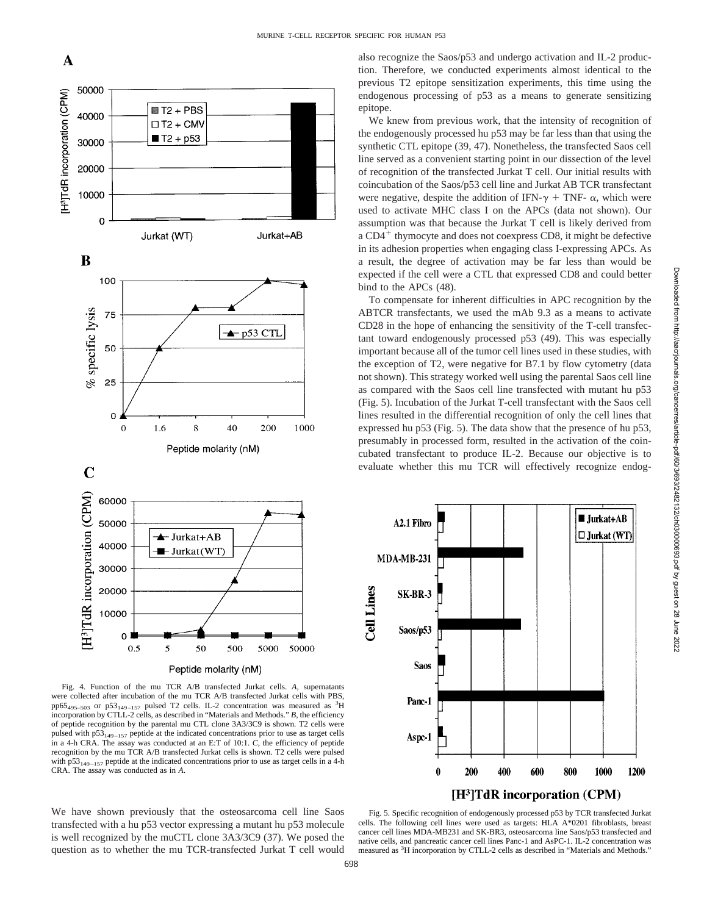Fig. 4. Function of the mu TCR A/B transfected Jurkat cells. *A*, supernatants were collected after incubation of the mu TCR A/B transfected Jurkat cells with PBS, $pp65_{495-503}$ or $p53_{149-157}$ pulsed T2 cells. IL-2 concentration was measured as $^3$H incorporation by CTLL-2 cells, as described in "Materials and Methods." *B*, the efficiency of peptide recognition by the parental mu CTL clone 3A3/3C9 is shown. T2 cells were pulsed with $p53_{149-157}$ peptide at the indicated concentrations prior to use as target cells in a 4-h CRA. The assay was conducted at an E:T of 10:1. *C*, the efficiency of peptide recognition by the mu TCR A/B transfected Jurkat cells is shown. T2 cells were pulsed with $p53_{149-157}$ peptide at the indicated concentrations prior to use as target cells in a 4-h CRA. The assay was conducted as in *A*.

We have shown previously that the osteosarcoma cell line Saos transfected with a hu p53 vector expressing a mutant hu p53 molecule is well recognized by the muCTL clone 3A3/3C9 (37). We posed the question as to whether the mu TCR-transfected Jurkat T cell would also recognize the Saos/p53 and undergo activation and IL-2 production. Therefore, we conducted experiments almost identical to the previous T2 epitope sensitization experiments, this time using the endogenous processing of p53 as a means to generate sensitizing epitope.

We knew from previous work, that the intensity of recognition of the endogenously processed hu p53 may be far less than that using the synthetic CTL epitope (39, 47). Nonetheless, the transfected Saos cell line served as a convenient starting point in our dissection of the level of recognition of the transfected Jurkat T cell. Our initial results with coincubation of the Saos/p53 cell line and Jurkat AB TCR transfectant were negative, despite the addition of IFN-$\gamma$ + TNF- $\alpha$, which were used to activate MHC class I on the APCs (data not shown). Our assumption was that because the Jurkat T cell is likely derived from a CD4$^+$ thymocyte and does not coexpress CD8, it might be defective in its adhesion properties when engaging class I-expressing APCs. As a result, the degree of activation may be far less than would be expected if the cell were a CTL that expressed CD8 and could better bind to the APCs (48).

To compensate for inherent difficulties in APC recognition by the ABTCR transfectants, we used the mAb 9.3 as a means to activate CD28 in the hope of enhancing the sensitivity of the T-cell transfectant toward endogenously processed p53 (49). This was especially important because all of the tumor cell lines used in these studies, with the exception of T2, were negative for B7.1 by flow cytometry (data not shown). This strategy worked well using the parental Saos cell line as compared with the Saos cell line transfected with mutant hu p53 (Fig. 5). Incubation of the Jurkat T-cell transfectant with the Saos cell lines resulted in the differential recognition of only the cell lines that expressed hu p53 (Fig. 5). The data show that the presence of hu p53, presumably in processed form, resulted in the activation of the coincubated transfectant to produce IL-2. Because our objective is to evaluate whether this mu TCR will effectively recognize endog-

Fig. 5. Specific recognition of endogenously processed p53 by TCR transfected Jurkat cells. The following cell lines were used as targets: HLA A*0201 fibroblasts, breast cancer cell lines MDA-MB231 and SK-BR3, osteosarcoma line Saos/p53 transfected and native cells, and pancreatic cancer cell lines Panc-1 and AsPC-1. IL-2 concentration was measured as $^3$H incorporation by CTLL-2 cells as described in "Materials and Methods."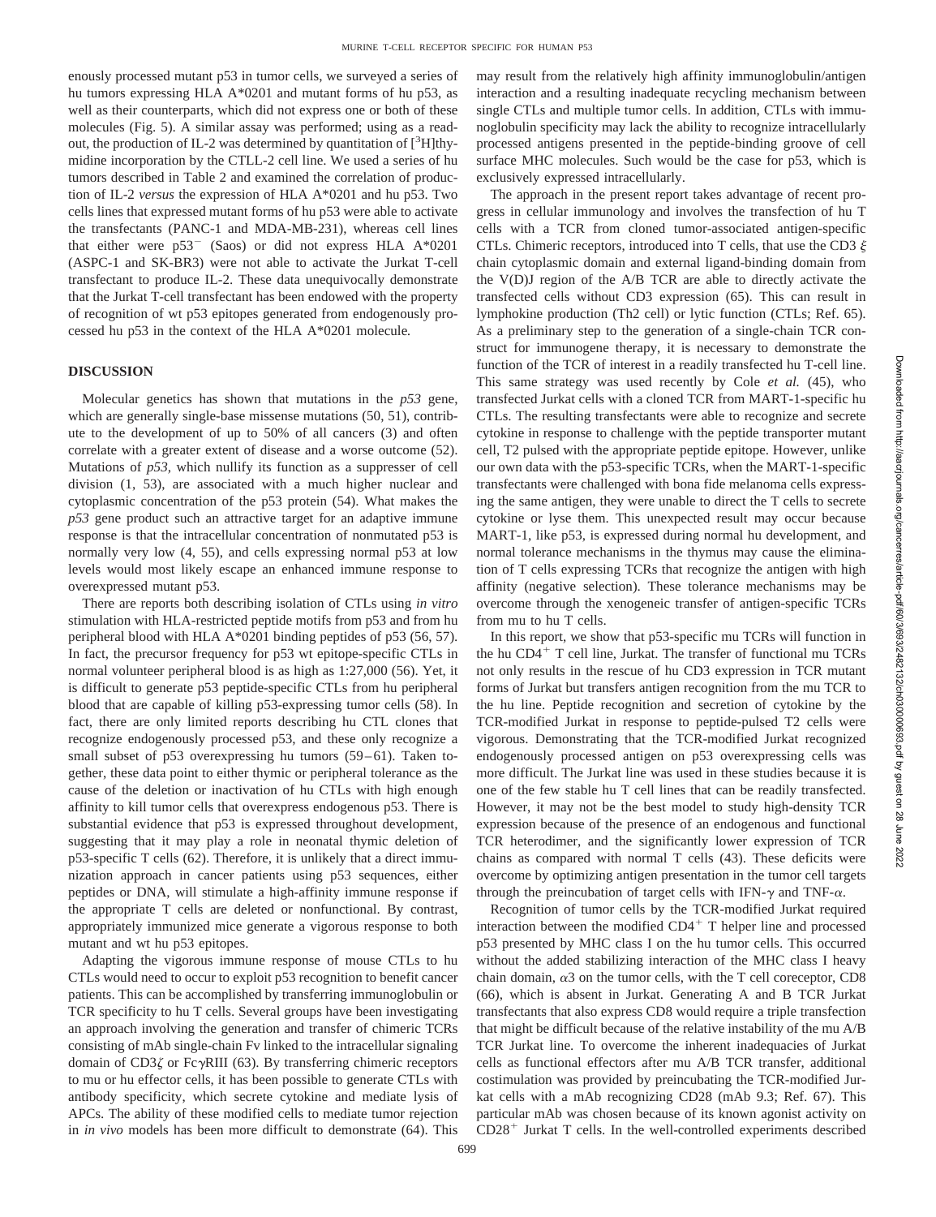enously processed mutant p53 in tumor cells, we surveyed a series of hu tumors expressing HLA A*0201 and mutant forms of hu p53, as well as their counterparts, which did not express one or both of these molecules (Fig. 5). A similar assay was performed; using as a readout, the production of IL-2 was determined by quantitation of [$^{3}$H]thymidine incorporation by the CTLL-2 cell line. We used a series of hu tumors described in Table 2 and examined the correlation of production of IL-2 *versus* the expression of HLA A*0201 and hu p53. Two cells lines that expressed mutant forms of hu p53 were able to activate the transfectants (PANC-1 and MDA-MB-231), whereas cell lines that either were p53$^{-}$ (Saos) or did not express HLA A*0201 (ASPC-1 and SK-BR3) were not able to activate the Jurkat T-cell transfectant to produce IL-2. These data unequivocally demonstrate that the Jurkat T-cell transfectant has been endowed with the property of recognition of wt p53 epitopes generated from endogenously processed hu p53 in the context of the HLA A*0201 molecule.

## DISCUSSION

Molecular genetics has shown that mutations in the *p53* gene, which are generally single-base missense mutations (50, 51), contribute to the development of up to 50% of all cancers (3) and often correlate with a greater extent of disease and a worse outcome (52). Mutations of *p53*, which nullify its function as a suppresser of cell division (1, 53), are associated with a much higher nuclear and cytoplasmic concentration of the p53 protein (54). What makes the *p53* gene product such an attractive target for an adaptive immune response is that the intracellular concentration of nonmutated p53 is normally very low (4, 55), and cells expressing normal p53 at low levels would most likely escape an enhanced immune response to overexpressed mutant p53.

There are reports both describing isolation of CTLs using *in vitro* stimulation with HLA-restricted peptide motifs from p53 and from hu peripheral blood with HLA A*0201 binding peptides of p53 (56, 57). In fact, the precursor frequency for p53 wt epitope-specific CTLs in normal volunteer peripheral blood is as high as 1:27,000 (56). Yet, it is difficult to generate p53 peptide-specific CTLs from hu peripheral blood that are capable of killing p53-expressing tumor cells (58). In fact, there are only limited reports describing hu CTL clones that recognize endogenously processed p53, and these only recognize a small subset of p53 overexpressing hu tumors (59–61). Taken together, these data point to either thymic or peripheral tolerance as the cause of the deletion or inactivation of hu CTLs with high enough affinity to kill tumor cells that overexpress endogenous p53. There is substantial evidence that p53 is expressed throughout development, suggesting that it may play a role in neonatal thymic deletion of p53-specific T cells (62). Therefore, it is unlikely that a direct immunization approach in cancer patients using p53 sequences, either peptides or DNA, will stimulate a high-affinity immune response if the appropriate T cells are deleted or nonfunctional. By contrast, appropriately immunized mice generate a vigorous response to both mutant and wt hu p53 epitopes.

Adapting the vigorous immune response of mouse CTLs to hu CTLs would need to occur to exploit p53 recognition to benefit cancer patients. This can be accomplished by transferring immunoglobulin or TCR specificity to hu T cells. Several groups have been investigating an approach involving the generation and transfer of chimeric TCRs consisting of mAb single-chain Fv linked to the intracellular signaling domain of CD3ζ or FcγRIII (63). By transferring chimeric receptors to mu or hu effector cells, it has been possible to generate CTLs with antibody specificity, which secrete cytokine and mediate lysis of APCs. The ability of these modified cells to mediate tumor rejection in *in vivo* models has been more difficult to demonstrate (64). This may result from the relatively high affinity immunoglobulin/antigen interaction and a resulting inadequate recycling mechanism between single CTLs and multiple tumor cells. In addition, CTLs with immunoglobulin specificity may lack the ability to recognize intracellularly processed antigens presented in the peptide-binding groove of cell surface MHC molecules. Such would be the case for p53, which is exclusively expressed intracellularly.

The approach in the present report takes advantage of recent progress in cellular immunology and involves the transfection of hu T cells with a TCR from cloned tumor-associated antigen-specific CTLs. Chimeric receptors, introduced into T cells, that use the CD3 ξ chain cytoplasmic domain and external ligand-binding domain from the V(D)J region of the A/B TCR are able to directly activate the transfected cells without CD3 expression (65). This can result in lymphokine production (Th2 cell) or lytic function (CTLs; Ref. 65). As a preliminary step to the generation of a single-chain TCR construct for immunogene therapy, it is necessary to demonstrate the function of the TCR of interest in a readily transfected hu T-cell line. This same strategy was used recently by Cole *et al.* (45), who transfected Jurkat cells with a cloned TCR from MART-1-specific hu CTLs. The resulting transfectants were able to recognize and secrete cytokine in response to challenge with the peptide transporter mutant cell, T2 pulsed with the appropriate peptide epitope. However, unlike our own data with the p53-specific TCRs, when the MART-1-specific transfectants were challenged with bona fide melanoma cells expressing the same antigen, they were unable to direct the T cells to secrete cytokine or lyse them. This unexpected result may occur because MART-1, like p53, is expressed during normal hu development, and normal tolerance mechanisms in the thymus may cause the elimination of T cells expressing TCRs that recognize the antigen with high affinity (negative selection). These tolerance mechanisms may be overcome through the xenogeneic transfer of antigen-specific TCRs from mu to hu T cells.

In this report, we show that p53-specific mu TCRs will function in the hu CD4$^{+}$ T cell line, Jurkat. The transfer of functional mu TCRs not only results in the rescue of hu CD3 expression in TCR mutant forms of Jurkat but transfers antigen recognition from the mu TCR to the hu line. Peptide recognition and secretion of cytokine by the TCR-modified Jurkat in response to peptide-pulsed T2 cells were vigorous. Demonstrating that the TCR-modified Jurkat recognized endogenously processed antigen on p53 overexpressing cells was more difficult. The Jurkat line was used in these studies because it is one of the few stable hu T cell lines that can be readily transfected. However, it may not be the best model to study high-density TCR expression because of the presence of an endogenous and functional TCR heterodimer, and the significantly lower expression of TCR chains as compared with normal T cells (43). These deficits were overcome by optimizing antigen presentation in the tumor cell targets through the preincubation of target cells with IFN-γ and TNF-α.

Recognition of tumor cells by the TCR-modified Jurkat required interaction between the modified CD4$^{+}$ T helper line and processed p53 presented by MHC class I on the hu tumor cells. This occurred without the added stabilizing interaction of the MHC class I heavy chain domain, α3 on the tumor cells, with the T cell coreceptor, CD8 (66), which is absent in Jurkat. Generating A and B TCR Jurkat transfectants that also express CD8 would require a triple transfection that might be difficult because of the relative instability of the mu A/B TCR Jurkat line. To overcome the inherent inadequacies of Jurkat cells as functional effectors after mu A/B TCR transfer, additional costimulation was provided by preincubating the TCR-modified Jurkat cells with a mAb recognizing CD28 (mAb 9.3; Ref. 67). This particular mAb was chosen because of its known agonist activity on CD28$^{+}$ Jurkat T cells. In the well-controlled experiments described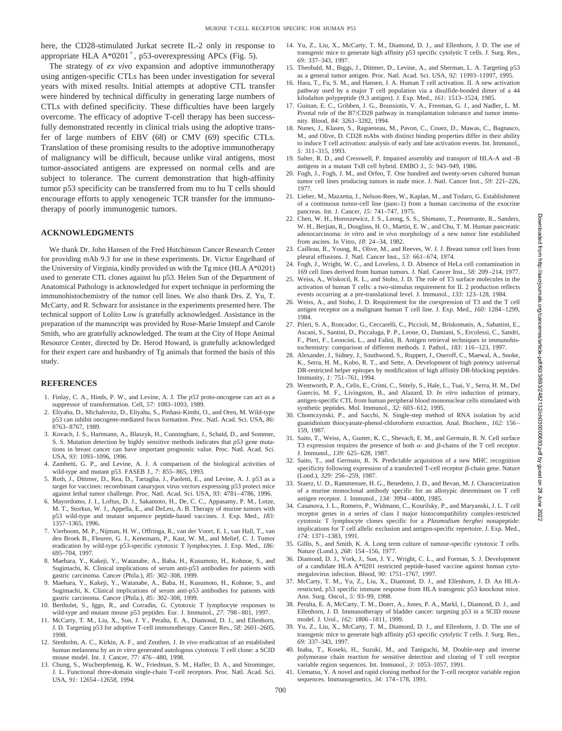here, the CD28-stimulated Jurkat secrete IL-2 only in response to appropriate HLA A*0201$^{+}$, p53-overexpressing APCs (Fig. 5).

The strategy of *ex vivo* expansion and adoptive immunotherapy using antigen-specific CTLs has been under investigation for several years with mixed results. Initial attempts at adoptive CTL transfer were hindered by technical difficulty in generating large numbers of CTLs with defined specificity. These difficulties have been largely overcome. The efficacy of adoptive T-cell therapy has been successfully demonstrated recently in clinical trials using the adoptive transfer of large numbers of EBV (68) or CMV (69) specific CTLs. Translation of these promising results to the adoptive immunotherapy of malignancy will be difficult, because unlike viral antigens, most tumor-associated antigens are expressed on normal cells and are subject to tolerance. The current demonstration that high-affinity tumor p53 specificity can be transferred from mu to hu T cells should encourage efforts to apply xenogeneic TCR transfer for the immunotherapy of poorly immunogenic tumors.

## ACKNOWLEDGMENTS

We thank Dr. John Hansen of the Fred Hutchinson Cancer Research Center for providing mAb 9.3 for use in these experiments. Dr. Victor Engelhard of the University of Virginia, kindly provided us with the Tg mice (HLA A*0201) used to generate CTL clones against hu p53. Helen Sun of the Department of Anatomical Pathology is acknowledged for expert technique in performing the immunohistochemistry of the tumor cell lines. We also thank Drs. Z. Yu, T. McCarty, and R. Schwarz for assistance in the experiments presented here. The technical support of Lolito Low is gratefully acknowledged. Assistance in the preparation of the manuscript was provided by Rose-Marie Imstepf and Carole Smith, who are gratefully acknowledged. The team at the City of Hope Animal Resource Center, directed by Dr. Herod Howard, is gratefully acknowledged for their expert care and husbandry of Tg animals that formed the basis of this study.

## REFERENCES

1. Finlay, C. A., Hinds, P. W., and Levine, A. J. The *p53* proto-oncogene can act as a suppressor of transformation. Cell, *57:* 1083–1093, 1989.
2. Eliyahu, D., Michalovitz, D., Eliyahu, S., Pinhasi-Kimhi, O., and Oren, M. Wild-type p53 can inhibit oncogene-mediated focus formation. Proc. Natl. Acad. Sci. USA, *86:* 8763–8767, 1989.
3. Kovach, J. S., Hartmann, A., Blaszyk, H., Cunningham, J., Schaid, D., and Sommer, S. S. Mutation detection by highly sensitive methods indicates that *p53* gene mutations in breast cancer can have important prognostic value. Proc. Natl. Acad. Sci. USA, *93:* 1093–1096, 1996.
4. Zambetti, G. P., and Levine, A. J. A comparison of the biological activities of wild-type and mutant p53. FASEB J., *7:* 855–865, 1993.
5. Roth, J., Dittmer, D., Rea, D., Tartaglia, J., Paoletti, E., and Levine, A. J. p53 as a target for vaccines: recombinant canarypox virus vectors expressing p53 protect mice against lethal tumor challenge. Proc. Natl. Acad. Sci. USA, *93:* 4781–4786, 1996.
6. Mayordomo, J. I., Loftus, D. J., Sakamoto, H., De, C. C., Appasamy, P. M., Lotze, M. T., Storkus, W. J., Appella, E., and DeLeo, A. B. Therapy of murine tumors with p53 wild-type and mutant sequence peptide-based vaccines. J. Exp. Med., *183:* 1357–1365, 1996.
7. Vierboom, M. P., Nijman, H. W., Offringa, R., van der Voort, E. I., van Hall, T., van den Broek B., Fleuren, G. J., Kenemans, P., Kast, W. M., and Melief, C. J. Tumor eradication by wild-type p53-specific cytotoxic T lymphocytes. J. Exp. Med., *186:* 695–704, 1997.
8. Maehara, Y., Kakeji, Y., Watanabe, A., Baba, H., Kusumoto, H., Kohnoe, S., and Sugimachi, K. Clinical implications of serum anti-p53 antibodies for patients with gastric carcinoma. Cancer (Phila.), *85:* 302–308, 1999.
9. Maehara, Y., Kakeji, Y., Watanabe, A., Baba, H., Kusumoto, H., Kohnoe, S., and Sugimachi, K. Clinical implications of serum anti-p53 antibodies for patients with gastric carcinoma. Cancer (Phila.), *85:* 302–308, 1999.
10. Bertholet, S., Iggo, R., and Corradin, G. Cytotoxic T lymphocyte responses to wild-type and mutant mouse p53 peptides. Eur. J. Immunol., *27:* 798–801, 1997.
11. McCarty, T. M., Liu, X., Sun, J. Y., Peralta, E. A., Diamond, D. J., and Ellenhorn, J. D. Targeting p53 for adoptive T-cell immunotherapy. Cancer Res., *58:* 2601–2605, 1998.
12. Stenholm, A. C., Kirkin, A. F., and Zeuthen, J. *In vivo* eradication of an established human melanoma by an *in vitro* generated autologous cytotoxic T cell clone: a SCID mouse model. Int. J. Cancer, *77:* 476–480, 1998.
13. Chung, S., Wucherpfennig, K. W., Friedman, S. M., Hafler, D. A., and Strominger, J. L. Functional three-domain single-chain T-cell receptors. Proc. Natl. Acad. Sci. USA, *91:* 12654–12658, 1994.
14. Yu, Z., Liu, X., McCarty, T. M., Diamond, D. J., and Ellenhorn, J. D. The use of transgenic mice to generate high affinity p53 specific cytolytic T cells. J. Surg. Res., *69:* 337–343, 1997.
15. Theobald, M., Biggs, J., Dittmer, D., Levine, A., and Sherman, L. A. Targeting p53 as a general tumor antigen. Proc. Natl. Acad. Sci. USA, *92:* 11993–11997, 1995.
16. Hara, T., Fu, S. M., and Hansen, J. A. Human T cell activation. II. A new activation pathway used by a major T cell population via a disulfide-bonded dimer of a 44 kilodalton polypeptide (9.3 antigen). J. Exp. Med., *161:* 1513–1524, 1985.
17. Guinan, E. C., Gribben, J. G., Boussiotis, V. A., Freeman, G. J., and Nadler, L. M. Pivotal role of the B7:CD28 pathway in transplantation tolerance and tumor immunity. Blood, *84:* 3261–3282, 1994.
18. Nunes, J., Klasen, S., Ragueneau, M., Pavon, C., Couez, D., Mawas, C., Bagnasco, M., and Olive, D. CD28 mAbs with distinct binding properties differ in their ability to induce T cell activation: analysis of early and late activation events. Int. Immunol., *5:* 311–315, 1993.
19. Salter, R. D., and Cresswell, P. Impaired assembly and transport of HLA-A and -B antigens in a mutant TxB cell hybrid. EMBO J., *5:* 943–949, 1986.
20. Fogh, J., Fogh, J. M., and Orfeo, T. One hundred and twenty-seven cultured human tumor cell lines producing tumors in nude mice. J. Natl. Cancer Inst., *59:* 221–226, 1977.
21. Lieber, M., Mazzetta, J., Nelson-Rees, W., Kaplan, M., and Todaro, G. Establishment of a continuous tumor-cell line (panc-1) from a human carcinoma of the exocrine pancreas. Int. J. Cancer, *15:* 741–747, 1975.
22. Chen, W. H., Horoszewicz, J. S., Leong, S. S., Shimano, T., Penetrante, R., Sanders, W. H., Berjian, R., Douglass, H. O., Martin, E. W., and Chu, T. M. Human pancreatic adenocarcinoma: *in vitro* and *in vivo* morphology of a new tumor line established from ascites. In Vitro, *18:* 24–34, 1982.
23. Cailleau, R., Young, R., Olive, M., and Reeves, W. J. J. Breast tumor cell lines from pleural effusions. J. Natl. Cancer Inst., *53:* 661–674, 1974.
24. Fogh, J., Wright, W. C., and Loveless, J. D. Absence of HeLa cell contamination in 169 cell lines derived from human tumors. J. Natl. Cancer Inst., *58:* 209–214, 1977.
25. Weiss, A., Wiskocil, R. L., and Stobo, J. D. The role of T3 surface molecules in the activation of human T cells: a two-stimulus requirement for IL 2 production reflects events occurring at a pre-translational level. J. Immunol., *133:* 123–128, 1984.
26. Weiss, A., and Stobo, J. D. Requirement for the coexpression of T3 and the T cell antigen receptor on a malignant human T cell line. J. Exp. Med., *160:* 1284–1299, 1984.
27. Pileri, S. A., Roncador, G., Ceccarelli, C., Piccioli, M., Briskomatis, A., Sabattini, E., Ascani, S., Santini, D., Piccaluga, P. P., Leone, O., Damiani, S., Ercolessi, C., Sandri, F., Pieri, F., Leoncini, L., and Falini, B. Antigen retrieval techniques in immunohistochemistry: comparison of different methods. J. Pathol., *183:* 116–123, 1997.
28. Alexander, J., Sidney, J., Southwood, S., Ruppert, J., Oseroff, C., Maewal, A., Snoke, K., Serra, H. M., Kubo, R. T., and Sette, A. Development of high potency universal DR-restricted helper epitopes by modification of high affinity DR-blocking peptides. Immunity, *1:* 751–761, 1994.
29. Wentworth, P. A., Celis, E., Crimi, C., Stitely, S., Hale, L., Tsai, V., Serra, H. M., Del Guercio, M. F., Livingston, B., and Alazard, D. *In vitro* induction of primary, antigen-specific CTL from human peripheral blood mononuclear cells stimulated with synthetic peptides. Mol. Immunol., *32:* 603–612, 1995.
30. Chomczynski, P., and Sacchi, N. Single-step method of RNA isolation by acid guanidinium thiocyanate-phenol-chloroform extraction. Anal. Biochem., *162:* 156–159, 1987.
31. Saito, T., Weiss, A., Gunter, K. C., Shevach, E. M., and Germain, R. N. Cell surface T3 expression requires the presence of both α- and β-chains of the T cell receptor. J. Immunol., *139:* 625–628, 1987.
32. Saito, T., and Germain, R. N. Predictable acquisition of a new MHC recognition specificity following expression of a transfected T-cell receptor β-chain gene. Nature (Lond.), *329:* 256–259, 1987.
33. Staerz, U. D., Rammensee, H. G., Benedetto, J. D., and Bevan, M. J. Characterization of a murine monoclonal antibody specific for an allotypic determinant on T cell antigen receptor. J. Immunol., *134:* 3994–4000, 1985.
34. Casanova, J. L., Romero, P., Widmann, C., Kourilsky, P., and Maryanski, J. L. T cell receptor genes in a series of class I major histocompatibility complex-restricted cytotoxic T lymphocyte clones specific for a *Plasmodium berghei* nonapeptide: implications for T cell allelic exclusion and antigen-specific repertoire. J. Exp. Med., *174:* 1371–1383, 1991.
35. Gillis, S., and Smith, K. A. Long term culture of tumour-specific cytotoxic T cells. Nature (Lond.), *268:* 154–156, 1977.
36. Diamond, D. J., York, J., Sun, J. Y., Wright, C. L., and Forman, S. J. Development of a candidate HLA A*0201 restricted peptide-based vaccine against human cytomegalovirus infection. Blood, *90:* 1751–1767, 1997.
37. McCarty, T. M., Yu, Z., Liu, X., Diamond, D. J., and Ellenhorn, J. D. An HLA-restricted, p53 specific immune response from HLA transgenic p53 knockout mice. Ann. Surg. Oncol., *5:* 93–99, 1998.
38. Peralta, E. A., McCarty, T. M., Doerr, A., Jones, P. A., Markl, I., Diamond, D. J., and Ellenhorn, J. D. Immunotherapy of bladder cancer: targeting p53 in a SCID mouse model. J. Urol., *162:* 1806–1811, 1999.
39. Yu, Z., Liu, X., McCarty, T. M., Diamond, D. J., and Ellenhorn, J. D. The use of transgenic mice to generate high affinity p53 specific cytolytic T cells. J. Surg. Res., *69:* 337–343, 1997.
40. Inaba, T., Koseki, H., Suzuki, M., and Taniguchi, M. Double-step and inverse polymerase chain reaction for sensitive detection and cloning of T cell receptor variable region sequences. Int. Immunol., *3:* 1053–1057, 1991.
41. Uematsu, Y. A novel and rapid cloning method for the T-cell receptor variable region sequences. Immunogenetics, *34:* 174–178, 1991.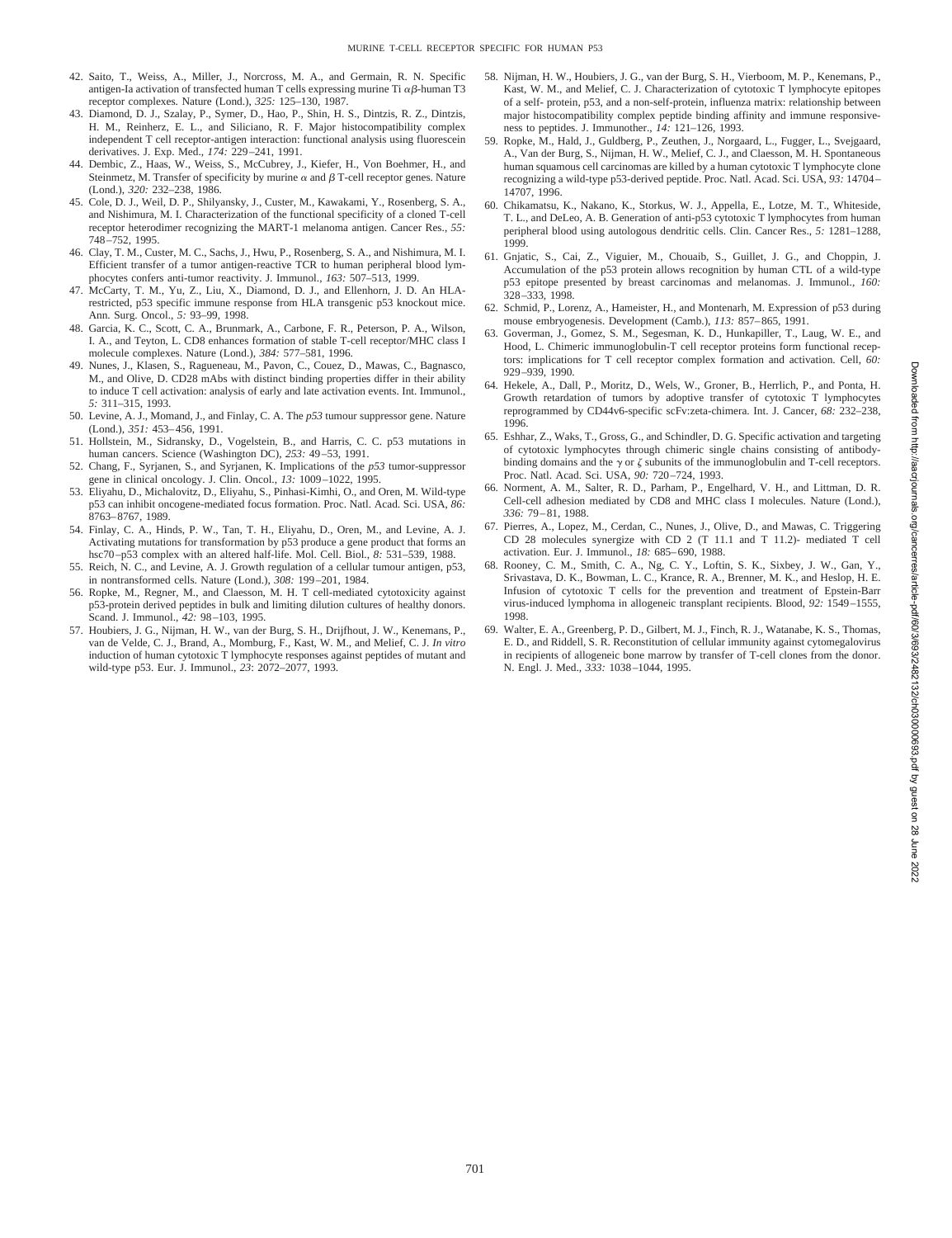42. Saito, T., Weiss, A., Miller, J., Norcross, M. A., and Germain, R. N. Specific antigen-Ia activation of transfected human T cells expressing murine Ti $\alpha\beta$-human T3 receptor complexes. Nature (Lond.), *325:* 125–130, 1987.
43. Diamond, D. J., Szalay, P., Symer, D., Hao, P., Shin, H. S., Dintzis, R. Z., Dintzis, H. M., Reinherz, E. L., and Siliciano, R. F. Major histocompatibility complex independent T cell receptor-antigen interaction: functional analysis using fluorescein derivatives. J. Exp. Med., *174:* 229–241, 1991.
44. Dembic, Z., Haas, W., Weiss, S., McCubrey, J., Kiefer, H., Von Boehmer, H., and Steinmetz, M. Transfer of specificity by murine $\alpha$ and $\beta$ T-cell receptor genes. Nature (Lond.), *320:* 232–238, 1986.
45. Cole, D. J., Weil, D. P., Shilyansky, J., Custer, M., Kawakami, Y., Rosenberg, S. A., and Nishimura, M. I. Characterization of the functional specificity of a cloned T-cell receptor heterodimer recognizing the MART-1 melanoma antigen. Cancer Res., *55:* 748–752, 1995.
46. Clay, T. M., Custer, M. C., Sachs, J., Hwu, P., Rosenberg, S. A., and Nishimura, M. I. Efficient transfer of a tumor antigen-reactive TCR to human peripheral blood lymphocytes confers anti-tumor reactivity. J. Immunol., *163:* 507–513, 1999.
47. McCarty, T. M., Yu, Z., Liu, X., Diamond, D. J., and Ellenhorn, J. D. An HLA-restricted, p53 specific immune response from HLA transgenic p53 knockout mice. Ann. Surg. Oncol., *5:* 93–99, 1998.
48. Garcia, K. C., Scott, C. A., Brunmark, A., Carbone, F. R., Peterson, P. A., Wilson, I. A., and Teyton, L. CD8 enhances formation of stable T-cell receptor/MHC class I molecule complexes. Nature (Lond.), *384:* 577–581, 1996.
49. Nunes, J., Klasen, S., Ragueneau, M., Pavon, C., Couez, D., Mawas, C., Bagnasco, M., and Olive, D. CD28 mAbs with distinct binding properties differ in their ability to induce T cell activation: analysis of early and late activation events. Int. Immunol., *5:* 311–315, 1993.
50. Levine, A. J., Momand, J., and Finlay, C. A. The *p53* tumour suppressor gene. Nature (Lond.), *351:* 453–456, 1991.
51. Hollstein, M., Sidransky, D., Vogelstein, B., and Harris, C. C. p53 mutations in human cancers. Science (Washington DC), *253:* 49–53, 1991.
52. Chang, F., Syrjanen, S., and Syrjanen, K. Implications of the *p53* tumor-suppressor gene in clinical oncology. J. Clin. Oncol., *13:* 1009–1022, 1995.
53. Eliyahu, D., Michalovitz, D., Eliyahu, S., Pinhasi-Kimhi, O., and Oren, M. Wild-type p53 can inhibit oncogene-mediated focus formation. Proc. Natl. Acad. Sci. USA, *86:* 8763–8767, 1989.
54. Finlay, C. A., Hinds, P. W., Tan, T. H., Eliyahu, D., Oren, M., and Levine, A. J. Activating mutations for transformation by p53 produce a gene product that forms an hsc70–p53 complex with an altered half-life. Mol. Cell. Biol., *8:* 531–539, 1988.
55. Reich, N. C., and Levine, A. J. Growth regulation of a cellular tumour antigen, p53, in nontransformed cells. Nature (Lond.), *308:* 199–201, 1984.
56. Ropke, M., Regner, M., and Claesson, M. H. T cell-mediated cytotoxicity against p53-protein derived peptides in bulk and limiting dilution cultures of healthy donors. Scand. J. Immunol., *42:* 98–103, 1995.
57. Houbiers, J. G., Nijman, H. W., van der Burg, S. H., Drijfhout, J. W., Kenemans, P., van de Velde, C. J., Brand, A., Momburg, F., Kast, W. M., and Melief, C. J. *In vitro* induction of human cytotoxic T lymphocyte responses against peptides of mutant and wild-type p53. Eur. J. Immunol., *23*: 2072–2077, 1993.
58. Nijman, H. W., Houbiers, J. G., van der Burg, S. H., Vierboom, M. P., Kenemans, P., Kast, W. M., and Melief, C. J. Characterization of cytotoxic T lymphocyte epitopes of a self- protein, p53, and a non-self-protein, influenza matrix: relationship between major histocompatibility complex peptide binding affinity and immune responsiveness to peptides. J. Immunother., *14:* 121–126, 1993.
59. Ropke, M., Hald, J., Guldberg, P., Zeuthen, J., Norgaard, L., Fugger, L., Svejgaard, A., Van der Burg, S., Nijman, H. W., Melief, C. J., and Claesson, M. H. Spontaneous human squamous cell carcinomas are killed by a human cytotoxic T lymphocyte clone recognizing a wild-type p53-derived peptide. Proc. Natl. Acad. Sci. USA, *93:* 14704–14707, 1996.
60. Chikamatsu, K., Nakano, K., Storkus, W. J., Appella, E., Lotze, M. T., Whiteside, T. L., and DeLeo, A. B. Generation of anti-p53 cytotoxic T lymphocytes from human peripheral blood using autologous dendritic cells. Clin. Cancer Res., *5:* 1281–1288, 1999.
61. Gnjatic, S., Cai, Z., Viguier, M., Chouaib, S., Guillet, J. G., and Choppin, J. Accumulation of the p53 protein allows recognition by human CTL of a wild-type p53 epitope presented by breast carcinomas and melanomas. J. Immunol., *160:* 328–333, 1998.
62. Schmid, P., Lorenz, A., Hameister, H., and Montenarh, M. Expression of p53 during mouse embryogenesis. Development (Camb.), *113:* 857–865, 1991.
63. Goverman, J., Gomez, S. M., Segesman, K. D., Hunkapiller, T., Laug, W. E., and Hood, L. Chimeric immunoglobulin-T cell receptor proteins form functional receptors: implications for T cell receptor complex formation and activation. Cell, *60:* 929–939, 1990.
64. Hekele, A., Dall, P., Moritz, D., Wels, W., Groner, B., Herrlich, P., and Ponta, H. Growth retardation of tumors by adoptive transfer of cytotoxic T lymphocytes reprogrammed by CD44v6-specific scFv:zeta-chimera. Int. J. Cancer, *68:* 232–238, 1996.
65. Eshhar, Z., Waks, T., Gross, G., and Schindler, D. G. Specific activation and targeting of cytotoxic lymphocytes through chimeric single chains consisting of antibody-binding domains and the $\gamma$ or $\zeta$ subunits of the immunoglobulin and T-cell receptors. Proc. Natl. Acad. Sci. USA, *90:* 720–724, 1993.
66. Norment, A. M., Salter, R. D., Parham, P., Engelhard, V. H., and Littman, D. R. Cell-cell adhesion mediated by CD8 and MHC class I molecules. Nature (Lond.), *336:* 79–81, 1988.
67. Pierres, A., Lopez, M., Cerdan, C., Nunes, J., Olive, D., and Mawas, C. Triggering CD 28 molecules synergize with CD 2 (T 11.1 and T 11.2)- mediated T cell activation. Eur. J. Immunol., *18:* 685–690, 1988.
68. Rooney, C. M., Smith, C. A., Ng, C. Y., Loftin, S. K., Sixbey, J. W., Gan, Y., Srivastava, D. K., Bowman, L. C., Krance, R. A., Brenner, M. K., and Heslop, H. E. Infusion of cytotoxic T cells for the prevention and treatment of Epstein-Barr virus-induced lymphoma in allogeneic transplant recipients. Blood, *92:* 1549–1555, 1998.
69. Walter, E. A., Greenberg, P. D., Gilbert, M. J., Finch, R. J., Watanabe, K. S., Thomas, E. D., and Riddell, S. R. Reconstitution of cellular immunity against cytomegalovirus in recipients of allogeneic bone marrow by transfer of T-cell clones from the donor. N. Engl. J. Med., *333:* 1038–1044, 1995.